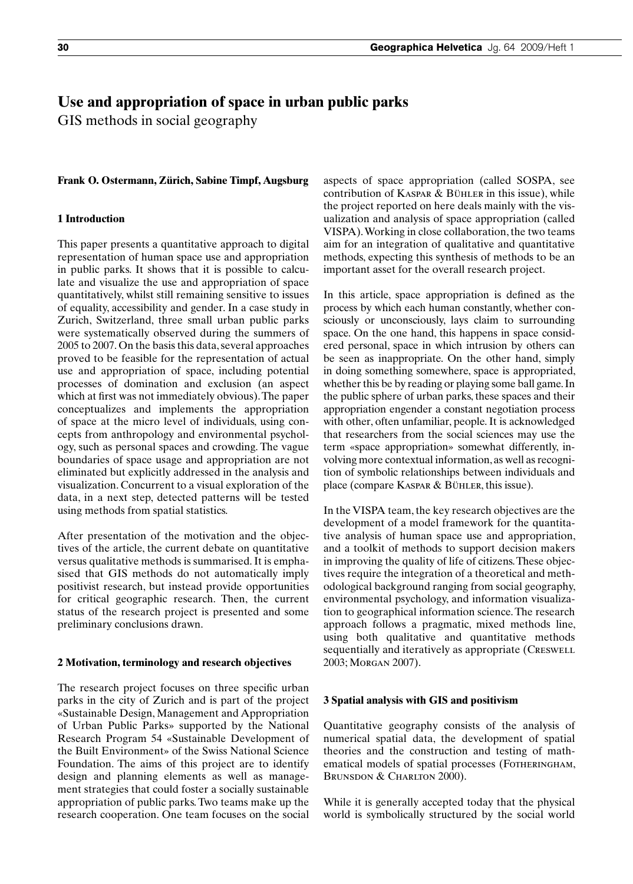# Use and appropriation of space in urban public parks

GIS methods in social geography

**Frank O. Ostermann, Zürich, Sabine Timpf, Augsburg**

## 1 Introduction

This paper presents a quantitative approach to digital representation of human space use and appropriation in public parks. It shows that it is possible to calculate and visualize the use and appropriation of space quantitatively, whilst still remaining sensitive to issues of equality, accessibility and gender. In a case study in Zurich, Switzerland, three small urban public parks were systematically observed during the summers of 2005 to 2007. On the basis this data, several approaches proved to be feasible for the representation of actual use and appropriation of space, including potential processes of domination and exclusion (an aspect which at first was not immediately obvious). The paper conceptualizes and implements the appropriation of space at the micro level of individuals, using concepts from anthropology and environmental psychology, such as personal spaces and crowding. The vague boundaries of space usage and appropriation are not eliminated but explicitly addressed in the analysis and visualization. Concurrent to a visual exploration of the data, in a next step, detected patterns will be tested using methods from spatial statistics.

After presentation of the motivation and the objectives of the article, the current debate on quantitative versus qualitative methods is summarised. It is emphasised that GIS methods do not automatically imply positivist research, but instead provide opportunities for critical geographic research. Then, the current status of the research project is presented and some preliminary conclusions drawn.

## 2 Motivation, terminology and research objectives

The research project focuses on three specific urban parks in the city of Zurich and is part of the project «Sustainable Design, Management and Appropriation of Urban Public Parks» supported by the National Research Program 54 «Sustainable Development of the Built Environment» of the Swiss National Science Foundation. The aims of this project are to identify design and planning elements as well as management strategies that could foster a socially sustainable appropriation of public parks. Two teams make up the research cooperation. One team focuses on the social aspects of space appropriation (called SOSPA, see contribution of Kaspar & Bühler in this issue), while the project reported on here deals mainly with the visualization and analysis of space appropriation (called VISPA). Working in close collaboration, the two teams aim for an integration of qualitative and quantitative methods, expecting this synthesis of methods to be an important asset for the overall research project.

In this article, space appropriation is defined as the process by which each human constantly, whether consciously or unconsciously, lays claim to surrounding space. On the one hand, this happens in space considered personal, space in which intrusion by others can be seen as inappropriate. On the other hand, simply in doing something somewhere, space is appropriated, whether this be by reading or playing some ball game. In the public sphere of urban parks, these spaces and their appropriation engender a constant negotiation process with other, often unfamiliar, people. It is acknowledged that researchers from the social sciences may use the term «space appropriation» somewhat differently, involving more contextual information, as well as recognition of symbolic relationships between individuals and place (compare Kaspar & Bühler, this issue).

In the VISPA team, the key research objectives are the development of a model framework for the quantitative analysis of human space use and appropriation, and a toolkit of methods to support decision makers in improving the quality of life of citizens. These objectives require the integration of a theoretical and methodological background ranging from social geography, environmental psychology, and information visualization to geographical information science. The research approach follows a pragmatic, mixed methods line, using both qualitative and quantitative methods sequentially and iteratively as appropriate (Creswell 2003; Morgan 2007).

## 3 Spatial analysis with GIS and positivism

Quantitative geography consists of the analysis of numerical spatial data, the development of spatial theories and the construction and testing of mathematical models of spatial processes (Fotheringham, Brunsdon & Charlton 2000).

While it is generally accepted today that the physical world is symbolically structured by the social world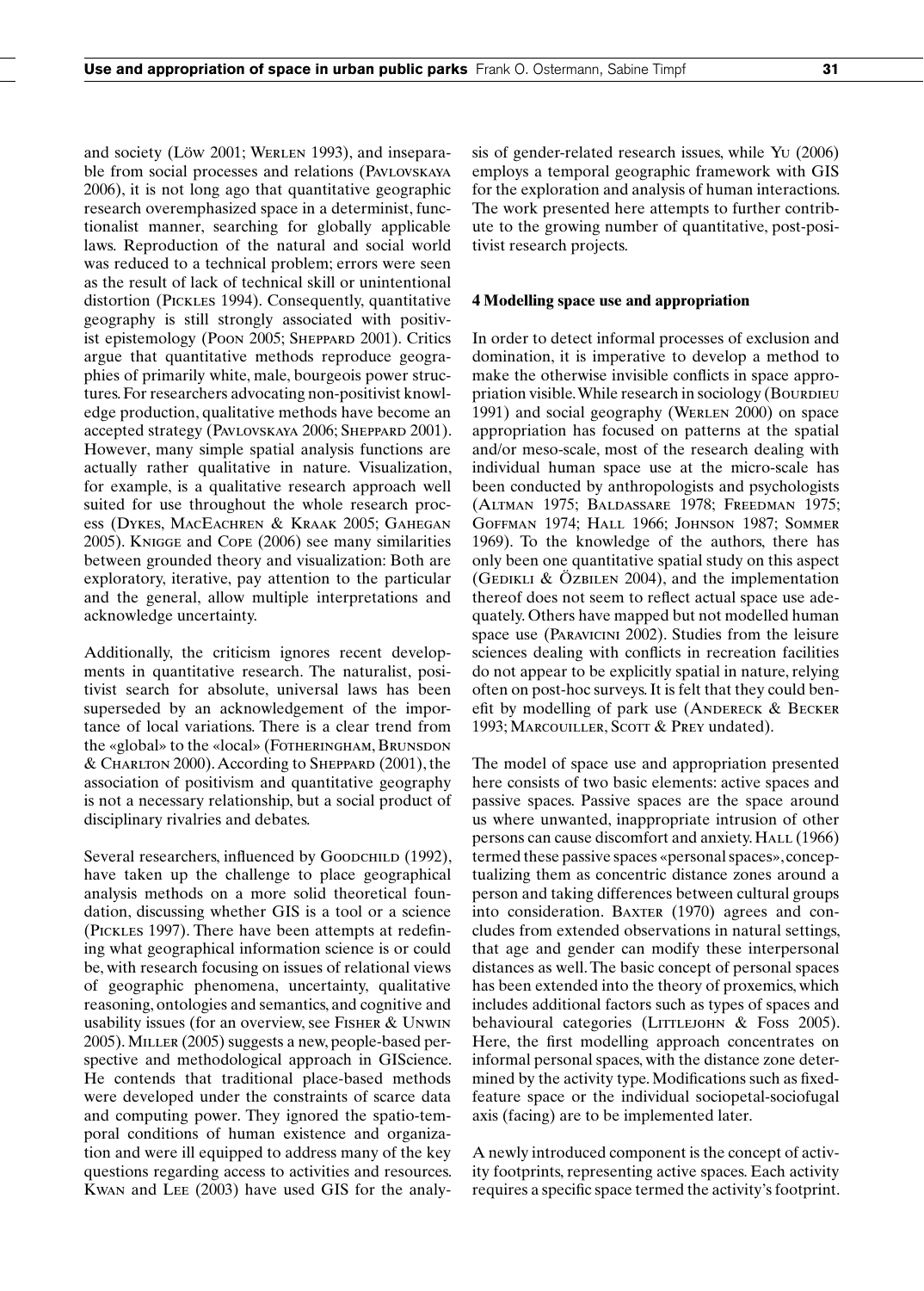and society (Löw 2001; Werlen 1993), and inseparable from social processes and relations (Pavlovskaya 2006), it is not long ago that quantitative geographic research overemphasized space in a determinist, functionalist manner, searching for globally applicable laws. Reproduction of the natural and social world was reduced to a technical problem; errors were seen as the result of lack of technical skill or unintentional distortion (Pickles 1994). Consequently, quantitative geography is still strongly associated with positivist epistemology (Poon 2005; Sheppard 2001). Critics argue that quantitative methods reproduce geographies of primarily white, male, bourgeois power structures. For researchers advocating non-positivist knowledge production, qualitative methods have become an accepted strategy (Pavlovskaya 2006; Sheppard 2001). However, many simple spatial analysis functions are actually rather qualitative in nature. Visualization, for example, is a qualitative research approach well suited for use throughout the whole research process (Dykes, MacEachren & Kraak 2005; Gahegan 2005). Knigge and Cope (2006) see many similarities between grounded theory and visualization: Both are exploratory, iterative, pay attention to the particular and the general, allow multiple interpretations and acknowledge uncertainty.

Additionally, the criticism ignores recent developments in quantitative research. The naturalist, positivist search for absolute, universal laws has been superseded by an acknowledgement of the importance of local variations. There is a clear trend from the «global» to the «local» (Fotheringham, Brunsdon & Charlton 2000). According to Sheppard (2001), the association of positivism and quantitative geography is not a necessary relationship, but a social product of disciplinary rivalries and debates.

Several researchers, influenced by Goodchild (1992), have taken up the challenge to place geographical analysis methods on a more solid theoretical foundation, discussing whether GIS is a tool or a science (Pickles 1997). There have been attempts at redefining what geographical information science is or could be, with research focusing on issues of relational views of geographic phenomena, uncertainty, qualitative reasoning, ontologies and semantics, and cognitive and usability issues (for an overview, see Fisher & Unwin 2005). Miller (2005) suggests a new, people-based perspective and methodological approach in GIScience. He contends that traditional place-based methods were developed under the constraints of scarce data and computing power. They ignored the spatio-temporal conditions of human existence and organization and were ill equipped to address many of the key questions regarding access to activities and resources. Kwan and Lee (2003) have used GIS for the analysis of gender-related research issues, while Yu (2006) employs a temporal geographic framework with GIS for the exploration and analysis of human interactions. The work presented here attempts to further contribute to the growing number of quantitative, post-positivist research projects.

## 4 Modelling space use and appropriation

In order to detect informal processes of exclusion and domination, it is imperative to develop a method to make the otherwise invisible conflicts in space appropriation visible. While research in sociology (Bourdieu 1991) and social geography (Werlen 2000) on space appropriation has focused on patterns at the spatial and/or meso-scale, most of the research dealing with individual human space use at the micro-scale has been conducted by anthropologists and psychologists (Altman 1975; Baldassare 1978; Freedman 1975; Goffman 1974; Hall 1966; Johnson 1987; Sommer 1969). To the knowledge of the authors, there has only been one quantitative spatial study on this aspect (Gedikli & Özbilen 2004), and the implementation thereof does not seem to reflect actual space use adequately. Others have mapped but not modelled human space use (Paravicini 2002). Studies from the leisure sciences dealing with conflicts in recreation facilities do not appear to be explicitly spatial in nature, relying often on post-hoc surveys. It is felt that they could benefit by modelling of park use (Andereck & Becker 1993; Marcouiller, Scott & Prey undated).

The model of space use and appropriation presented here consists of two basic elements: active spaces and passive spaces. Passive spaces are the space around us where unwanted, inappropriate intrusion of other persons can cause discomfort and anxiety. Hall (1966) termed these passive spaces «personal spaces», conceptualizing them as concentric distance zones around a person and taking differences between cultural groups into consideration. Baxter (1970) agrees and concludes from extended observations in natural settings, that age and gender can modify these interpersonal distances as well. The basic concept of personal spaces has been extended into the theory of proxemics, which includes additional factors such as types of spaces and behavioural categories (Littlejohn & Foss 2005). Here, the first modelling approach concentrates on informal personal spaces, with the distance zone determined by the activity type. Modifications such as fixed-feature space or the individual sociopetal-sociofugal axis (facing) are to be implemented later.

A newly introduced component is the concept of activity footprints, representing active spaces. Each activity requires a specific space termed the activity's footprint.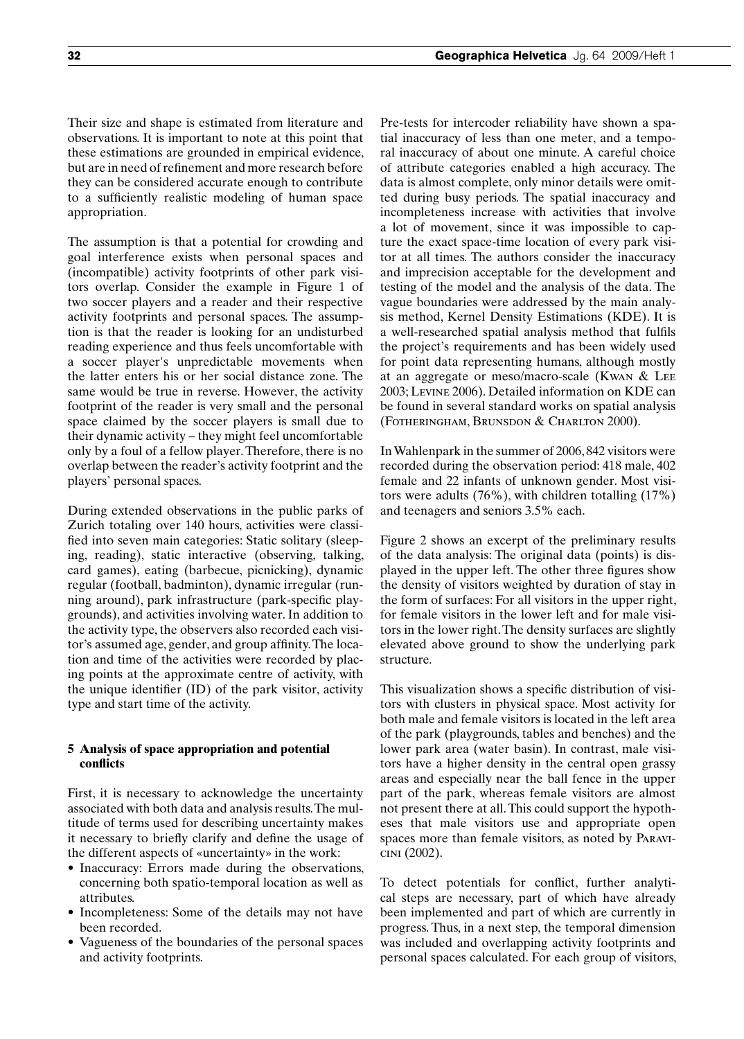Their size and shape is estimated from literature and observations. It is important to note at this point that these estimations are grounded in empirical evidence, but are in need of refinement and more research before they can be considered accurate enough to contribute to a sufficiently realistic modeling of human space appropriation.

The assumption is that a potential for crowding and goal interference exists when personal spaces and (incompatible) activity footprints of other park visitors overlap. Consider the example in Figure 1 of two soccer players and a reader and their respective activity footprints and personal spaces. The assumption is that the reader is looking for an undisturbed reading experience and thus feels uncomfortable with a soccer player's unpredictable movements when the latter enters his or her social distance zone. The same would be true in reverse. However, the activity footprint of the reader is very small and the personal space claimed by the soccer players is small due to their dynamic activity – they might feel uncomfortable only by a foul of a fellow player. Therefore, there is no overlap between the reader's activity footprint and the players' personal spaces.

During extended observations in the public parks of Zurich totaling over 140 hours, activities were classified into seven main categories: Static solitary (sleeping, reading), static interactive (observing, talking, card games), eating (barbecue, picnicking), dynamic regular (football, badminton), dynamic irregular (running around), park infrastructure (park-specific playgrounds), and activities involving water. In addition to the activity type, the observers also recorded each visitor's assumed age, gender, and group affinity. The location and time of the activities were recorded by placing points at the approximate centre of activity, with the unique identifier (ID) of the park visitor, activity type and start time of the activity.

## 5 Analysis of space appropriation and potential conflicts

First, it is necessary to acknowledge the uncertainty associated with both data and analysis results. The multitude of terms used for describing uncertainty makes it necessary to briefly clarify and define the usage of the different aspects of «uncertainty» in the work:

- Inaccuracy: Errors made during the observations, concerning both spatio-temporal location as well as attributes.
- Incompleteness: Some of the details may not have been recorded.
- Vagueness of the boundaries of the personal spaces and activity footprints.

Pre-tests for intercoder reliability have shown a spatial inaccuracy of less than one meter, and a temporal inaccuracy of about one minute. A careful choice of attribute categories enabled a high accuracy. The data is almost complete, only minor details were omitted during busy periods. The spatial inaccuracy and incompleteness increase with activities that involve a lot of movement, since it was impossible to capture the exact space-time location of every park visitor at all times. The authors consider the inaccuracy and imprecision acceptable for the development and testing of the model and the analysis of the data. The vague boundaries were addressed by the main analysis method, Kernel Density Estimations (KDE). It is a well-researched spatial analysis method that fulfils the project's requirements and has been widely used for point data representing humans, although mostly at an aggregate or meso/macro-scale (Kwan & Lee 2003; Levine 2006). Detailed information on KDE can be found in several standard works on spatial analysis (Fotheringham, Brunsdon & Charlton 2000).

In Wahlenpark in the summer of 2006, 842 visitors were recorded during the observation period: 418 male, 402 female and 22 infants of unknown gender. Most visitors were adults (76%), with children totalling (17%) and teenagers and seniors 3.5% each.

Figure 2 shows an excerpt of the preliminary results of the data analysis: The original data (points) is displayed in the upper left. The other three figures show the density of visitors weighted by duration of stay in the form of surfaces: For all visitors in the upper right, for female visitors in the lower left and for male visitors in the lower right. The density surfaces are slightly elevated above ground to show the underlying park structure.

This visualization shows a specific distribution of visitors with clusters in physical space. Most activity for both male and female visitors is located in the left area of the park (playgrounds, tables and benches) and the lower park area (water basin). In contrast, male visitors have a higher density in the central open grassy areas and especially near the ball fence in the upper part of the park, whereas female visitors are almost not present there at all. This could support the hypotheses that male visitors use and appropriate open spaces more than female visitors, as noted by Paravicini (2002).

To detect potentials for conflict, further analytical steps are necessary, part of which have already been implemented and part of which are currently in progress. Thus, in a next step, the temporal dimension was included and overlapping activity footprints and personal spaces calculated. For each group of visitors,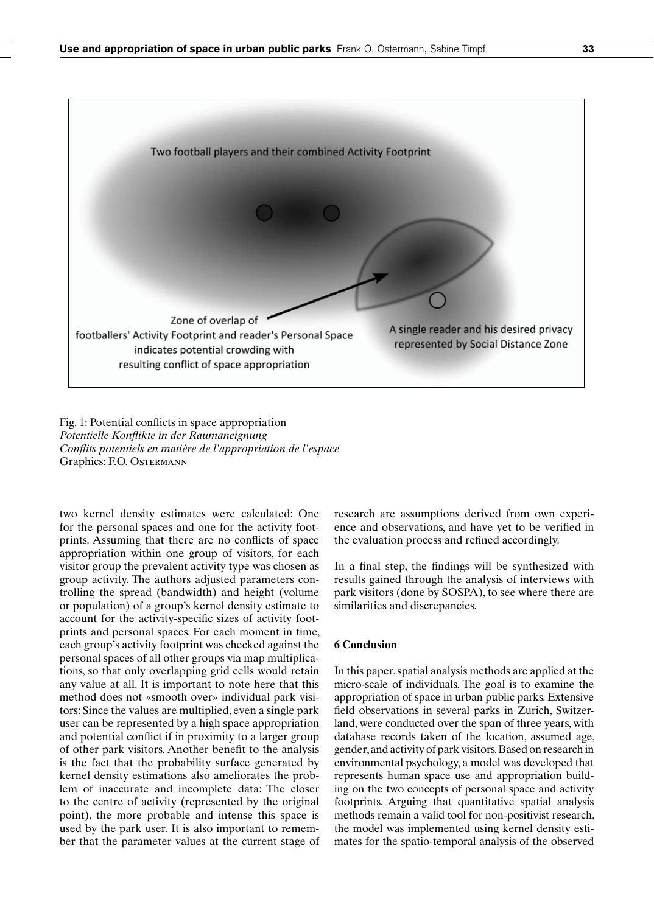Fig. 1: Potential conflicts in space appropriation
*Potentielle Konflikte in der Raumaneignung*
*Conflits potentiels en matière de l'appropriation de l'espace*
Graphics: F.O. OSTERMANN

two kernel density estimates were calculated: One for the personal spaces and one for the activity footprints. Assuming that there are no conflicts of space appropriation within one group of visitors, for each visitor group the prevalent activity type was chosen as group activity. The authors adjusted parameters controlling the spread (bandwidth) and height (volume or population) of a group's kernel density estimate to account for the activity-specific sizes of activity footprints and personal spaces. For each moment in time, each group's activity footprint was checked against the personal spaces of all other groups via map multiplications, so that only overlapping grid cells would retain any value at all. It is important to note here that this method does not «smooth over» individual park visitors: Since the values are multiplied, even a single park user can be represented by a high space appropriation and potential conflict if in proximity to a larger group of other park visitors. Another benefit to the analysis is the fact that the probability surface generated by kernel density estimations also ameliorates the problem of inaccurate and incomplete data: The closer to the centre of activity (represented by the original point), the more probable and intense this space is used by the park user. It is also important to remember that the parameter values at the current stage of research are assumptions derived from own experience and observations, and have yet to be verified in the evaluation process and refined accordingly.

In a final step, the findings will be synthesized with results gained through the analysis of interviews with park visitors (done by SOSPA), to see where there are similarities and discrepancies.

## 6 Conclusion

In this paper, spatial analysis methods are applied at the micro-scale of individuals. The goal is to examine the appropriation of space in urban public parks. Extensive field observations in several parks in Zurich, Switzerland, were conducted over the span of three years, with database records taken of the location, assumed age, gender, and activity of park visitors. Based on research in environmental psychology, a model was developed that represents human space use and appropriation building on the two concepts of personal space and activity footprints. Arguing that quantitative spatial analysis methods remain a valid tool for non-positivist research, the model was implemented using kernel density estimates for the spatio-temporal analysis of the observed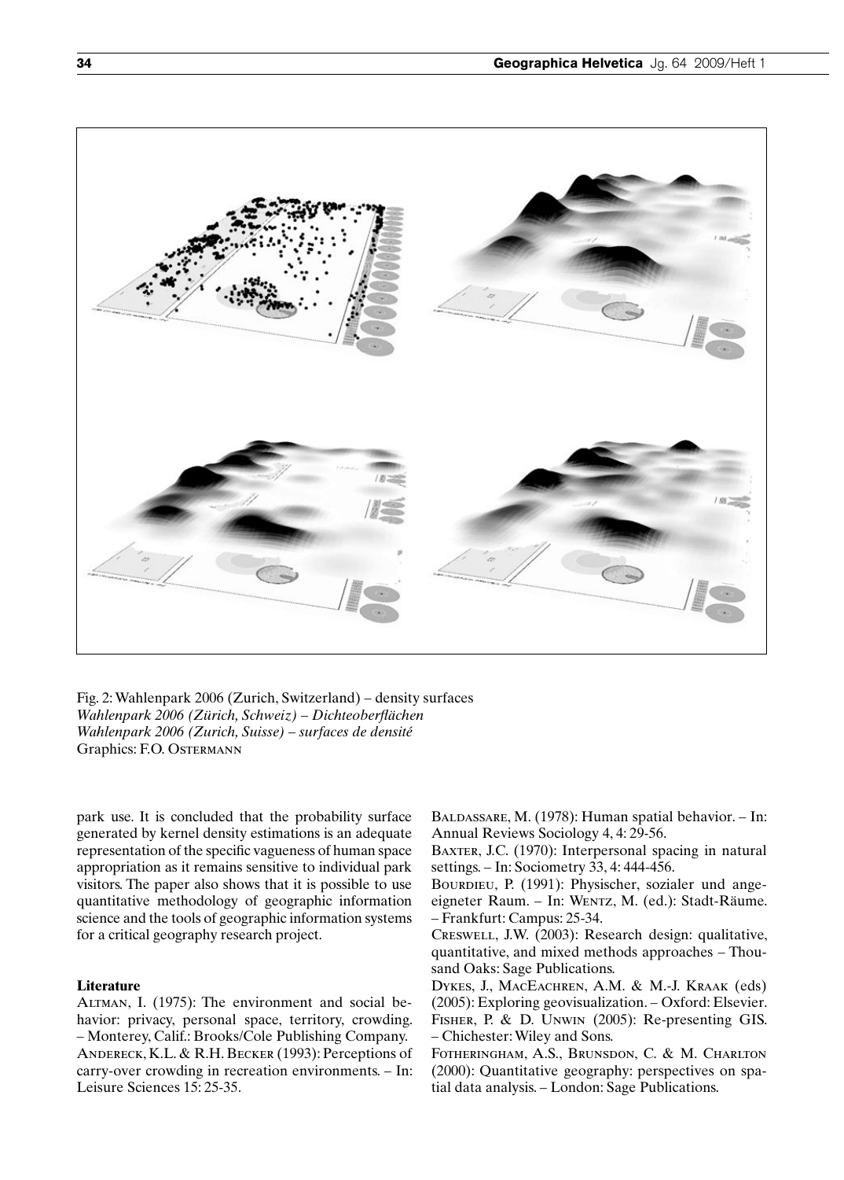Fig. 2: Wahlenpark 2006 (Zurich, Switzerland) – density surfaces
*Wahlenpark 2006 (Zürich, Schweiz) – Dichteoberflächen*
*Wahlenpark 2006 (Zurich, Suisse) – surfaces de densité*
Graphics: F.O. Ostermann

park use. It is concluded that the probability surface generated by kernel density estimations is an adequate representation of the specific vagueness of human space appropriation as it remains sensitive to individual park visitors. The paper also shows that it is possible to use quantitative methodology of geographic information science and the tools of geographic information systems for a critical geography research project.

### Literature

Altman, I. (1975): The environment and social behavior: privacy, personal space, territory, crowding. – Monterey, Calif.: Brooks/Cole Publishing Company.

Andereck, K.L. & R.H. Becker (1993): Perceptions of carry-over crowding in recreation environments. – In: Leisure Sciences 15: 25-35.

Baldassare, M. (1978): Human spatial behavior. – In: Annual Reviews Sociology 4, 4: 29-56.

Baxter, J.C. (1970): Interpersonal spacing in natural settings. – In: Sociometry 33, 4: 444-456.

Bourdieu, P. (1991): Physischer, sozialer und angeeigneter Raum. – In: Wentz, M. (ed.): Stadt-Räume. – Frankfurt: Campus: 25-34.

Creswell, J.W. (2003): Research design: qualitative, quantitative, and mixed methods approaches – Thousand Oaks: Sage Publications.

Dykes, J., MacEachren, A.M. & M.-J. Kraak (eds) (2005): Exploring geovisualization. – Oxford: Elsevier.

Fisher, P. & D. Unwin (2005): Re-presenting GIS. – Chichester: Wiley and Sons.

Fotheringham, A.S., Brunsdon, C. & M. Charlton (2000): Quantitative geography: perspectives on spatial data analysis. – London: Sage Publications.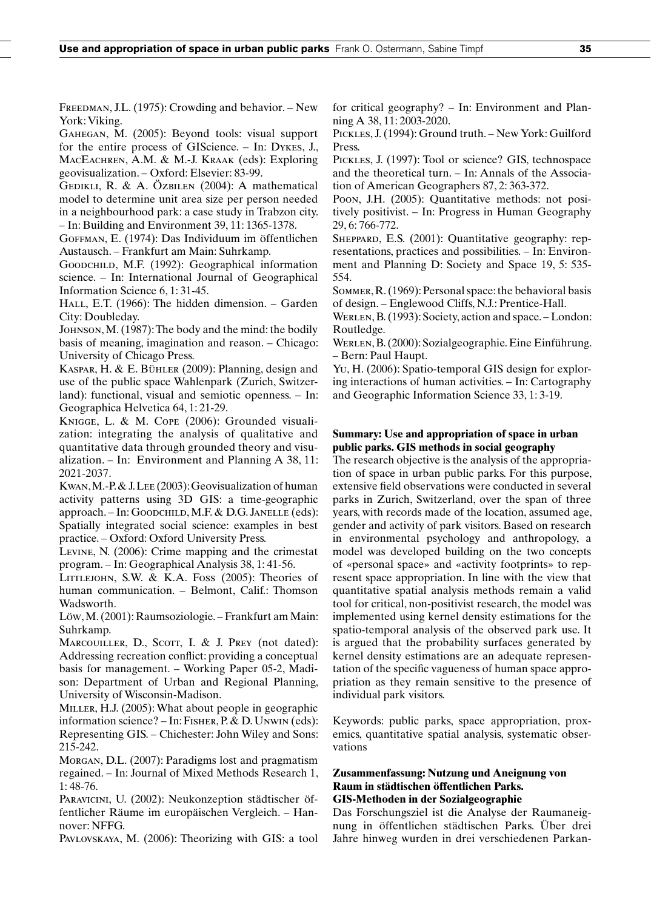Freedman, J.L. (1975): Crowding and behavior. – New York: Viking.

Gahegan, M. (2005): Beyond tools: visual support for the entire process of GIScience. – In: Dykes, J., MacEachren, A.M. & M.-J. Kraak (eds): Exploring geovisualization. – Oxford: Elsevier: 83-99.

Gedikli, R. & A. Özbilen (2004): A mathematical model to determine unit area size per person needed in a neighbourhood park: a case study in Trabzon city. – In: Building and Environment 39, 11: 1365-1378.

Goffman, E. (1974): Das Individuum im öffentlichen Austausch. – Frankfurt am Main: Suhrkamp.

Goodchild, M.F. (1992): Geographical information science. – In: International Journal of Geographical Information Science 6, 1: 31-45.

Hall, E.T. (1966): The hidden dimension. – Garden City: Doubleday.

Johnson, M. (1987): The body and the mind: the bodily basis of meaning, imagination and reason. – Chicago: University of Chicago Press.

Kaspar, H. & E. Bühler (2009): Planning, design and use of the public space Wahlenpark (Zurich, Switzerland): functional, visual and semiotic openness. – In: Geographica Helvetica 64, 1: 21-29.

Knigge, L. & M. Cope (2006): Grounded visualization: integrating the analysis of qualitative and quantitative data through grounded theory and visualization. – In: Environment and Planning A 38, 11: 2021-2037.

Kwan, M.-P. & J. Lee (2003): Geovisualization of human activity patterns using 3D GIS: a time-geographic approach. – In: Goodchild, M.F. & D.G. Janelle (eds): Spatially integrated social science: examples in best practice. – Oxford: Oxford University Press.

Levine, N. (2006): Crime mapping and the crimestat program. – In: Geographical Analysis 38, 1: 41-56.

Littlejohn, S.W. & K.A. Foss (2005): Theories of human communication. – Belmont, Calif.: Thomson Wadsworth.

Löw, M. (2001): Raumsoziologie. – Frankfurt am Main: Suhrkamp.

Marcouiller, D., Scott, I. & J. Prey (not dated): Addressing recreation conflict: providing a conceptual basis for management. – Working Paper 05-2, Madison: Department of Urban and Regional Planning, University of Wisconsin-Madison.

Miller, H.J. (2005): What about people in geographic information science? – In: Fisher, P. & D. Unwin (eds): Representing GIS. – Chichester: John Wiley and Sons: 215-242.

Morgan, D.L. (2007): Paradigms lost and pragmatism regained. – In: Journal of Mixed Methods Research 1, 1: 48-76.

Paravicini, U. (2002): Neukonzeption städtischer öffentlicher Räume im europäischen Vergleich. – Hannover: NFFG.

Pavlovskaya, M. (2006): Theorizing with GIS: a tool for critical geography? – In: Environment and Planning A 38, 11: 2003-2020.

Pickles, J. (1994): Ground truth. – New York: Guilford Press.

Pickles, J. (1997): Tool or science? GIS, technospace and the theoretical turn. – In: Annals of the Association of American Geographers 87, 2: 363-372.

Poon, J.H. (2005): Quantitative methods: not positively positivist. – In: Progress in Human Geography 29, 6: 766-772.

Sheppard, E.S. (2001): Quantitative geography: representations, practices and possibilities. – In: Environment and Planning D: Society and Space 19, 5: 535-554.

Sommer, R. (1969): Personal space: the behavioral basis of design. – Englewood Cliffs, N.J.: Prentice-Hall.

Werlen, B. (1993): Society, action and space. – London: Routledge.

Werlen, B. (2000): Sozialgeographie. Eine Einführung. – Bern: Paul Haupt.

Yu, H. (2006): Spatio-temporal GIS design for exploring interactions of human activities. – In: Cartography and Geographic Information Science 33, 1: 3-19.

**Summary: Use and appropriation of space in urban public parks. GIS methods in social geography**

The research objective is the analysis of the appropriation of space in urban public parks. For this purpose, extensive field observations were conducted in several parks in Zurich, Switzerland, over the span of three years, with records made of the location, assumed age, gender and activity of park visitors. Based on research in environmental psychology and anthropology, a model was developed building on the two concepts of «personal space» and «activity footprints» to represent space appropriation. In line with the view that quantitative spatial analysis methods remain a valid tool for critical, non-positivist research, the model was implemented using kernel density estimations for the spatio-temporal analysis of the observed park use. It is argued that the probability surfaces generated by kernel density estimations are an adequate representation of the specific vagueness of human space appropriation as they remain sensitive to the presence of individual park visitors.

Keywords: public parks, space appropriation, proxemics, quantitative spatial analysis, systematic observations

**Zusammenfassung: Nutzung und Aneignung von Raum in städtischen öffentlichen Parks. GIS-Methoden in der Sozialgeographie**

Das Forschungsziel ist die Analyse der Raumaneignung in öffentlichen städtischen Parks. Über drei Jahre hinweg wurden in drei verschiedenen Parkan-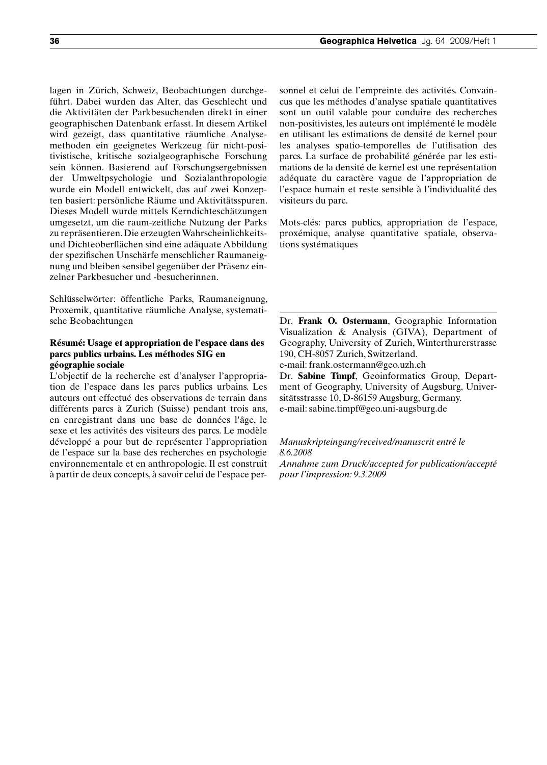lagen in Zürich, Schweiz, Beobachtungen durchgeführt. Dabei wurden das Alter, das Geschlecht und die Aktivitäten der Parkbesuchenden direkt in einer geographischen Datenbank erfasst. In diesem Artikel wird gezeigt, dass quantitative räumliche Analysemethoden ein geeignetes Werkzeug für nicht-positivistische, kritische sozialgeographische Forschung sein können. Basierend auf Forschungsergebnissen der Umweltpsychologie und Sozialanthropologie wurde ein Modell entwickelt, das auf zwei Konzepten basiert: persönliche Räume und Aktivitätsspuren. Dieses Modell wurde mittels Kerndichteschätzungen umgesetzt, um die raum-zeitliche Nutzung der Parks zu repräsentieren. Die erzeugten Wahrscheinlichkeits- und Dichteoberflächen sind eine adäquate Abbildung der spezifischen Unschärfe menschlicher Raumaneignung und bleiben sensibel gegenüber der Präsenz einzelner Parkbesucher und -besucherinnen.

Schlüsselwörter: öffentliche Parks, Raumaneignung, Proxemik, quantitative räumliche Analyse, systematische Beobachtungen

**Résumé: Usage et appropriation de l'espace dans des parcs publics urbains. Les méthodes SIG en géographie sociale**

L'objectif de la recherche est d'analyser l'appropriation de l'espace dans les parcs publics urbains. Les auteurs ont effectué des observations de terrain dans différents parcs à Zurich (Suisse) pendant trois ans, en enregistrant dans une base de données l'âge, le sexe et les activités des visiteurs des parcs. Le modèle développé a pour but de représenter l'appropriation de l'espace sur la base des recherches en psychologie environnementale et en anthropologie. Il est construit à partir de deux concepts, à savoir celui de l'espace personnel et celui de l'empreinte des activités. Convaincus que les méthodes d'analyse spatiale quantitatives sont un outil valable pour conduire des recherches non-positivistes, les auteurs ont implémenté le modèle en utilisant les estimations de densité de kernel pour les analyses spatio-temporelles de l'utilisation des parcs. La surface de probabilité générée par les estimations de la densité de kernel est une représentation adéquate du caractère vague de l'appropriation de l'espace humain et reste sensible à l'individualité des visiteurs du parc.

Mots-clés: parcs publics, appropriation de l'espace, proxémique, analyse quantitative spatiale, observations systématiques

---

Dr. **Frank O. Ostermann**, Geographic Information Visualization & Analysis (GIVA), Department of Geography, University of Zurich, Winterthurerstrasse 190, CH-8057 Zurich, Switzerland.
e-mail: frank.ostermann@geo.uzh.ch

Dr. **Sabine Timpf**, Geoinformatics Group, Department of Geography, University of Augsburg, Universitätsstrasse 10, D-86159 Augsburg, Germany.
e-mail: sabine.timpf@geo.uni-augsburg.de

*Manuskripteingang/received/manuscrit entré le 8.6.2008*

*Annahme zum Druck/accepted for publication/accepté pour l'impression: 9.3.2009*